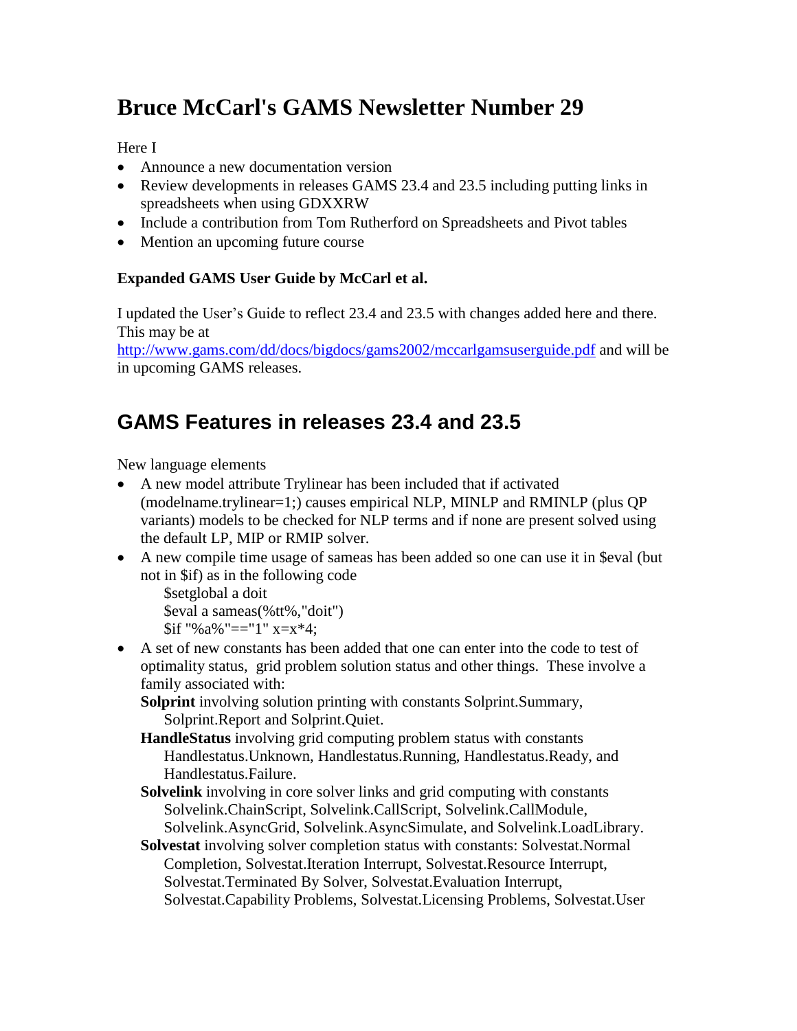# Bruce McCarl's GAMS Newsletter Number 29

Here I

- Announce a new documentation version
- Review developments in releases GAMS 23.4 and 23.5 including putting links in spreadsheets when using GDXXRW
- Include a contribution from Tom Rutherford on Spreadsheets and Pivot tables
- Mention an upcoming future course

**Expanded GAMS User Guide by McCarl et al.**

I updated the User's Guide to reflect 23.4 and 23.5 with changes added here and there. This may be at http://www.gams.com/dd/docs/bigdocs/gams2002/mccarlgamsuserguide.pdf and will be in upcoming GAMS releases.

## GAMS Features in releases 23.4 and 23.5

New language elements

- A new model attribute Trylinear has been included that if activated (modelname.trylinear=1;) causes empirical NLP, MINLP and RMINLP (plus QP variants) models to be checked for NLP terms and if none are present solved using the default LP, MIP or RMIP solver.
- A new compile time usage of sameas has been added so one can use it in $eval (but not in $if) as in the following code

```
$setglobal a doit
$eval a sameas(%tt%,"doit")
$if "%a%"=="1" x=x*4;
```

- A set of new constants has been added that one can enter into the code to test of optimality status, grid problem solution status and other things. These involve a family associated with:

  **Solprint** involving solution printing with constants Solprint.Summary, Solprint.Report and Solprint.Quiet.

  **HandleStatus** involving grid computing problem status with constants Handlestatus.Unknown, Handlestatus.Running, Handlestatus.Ready, and Handlestatus.Failure.

  **Solvelink** involving in core solver links and grid computing with constants Solvelink.ChainScript, Solvelink.CallScript, Solvelink.CallModule, Solvelink.AsyncGrid, Solvelink.AsyncSimulate, and Solvelink.LoadLibrary.

  **Solvestat** involving solver completion status with constants: Solvestat.Normal Completion, Solvestat.Iteration Interrupt, Solvestat.Resource Interrupt, Solvestat.Terminated By Solver, Solvestat.Evaluation Interrupt, Solvestat.Capability Problems, Solvestat.Licensing Problems, Solvestat.User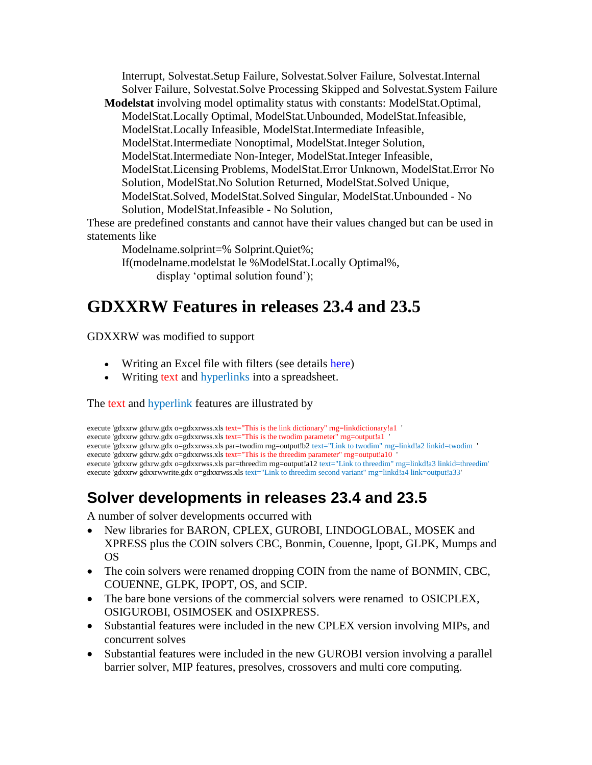Interrupt, Solvestat.Setup Failure, Solvestat.Solver Failure, Solvestat.Internal Solver Failure, Solvestat.Solve Processing Skipped and Solvestat.System Failure

**Modelstat** involving model optimality status with constants: ModelStat.Optimal, ModelStat.Locally Optimal, ModelStat.Unbounded, ModelStat.Infeasible, ModelStat.Locally Infeasible, ModelStat.Intermediate Infeasible, ModelStat.Intermediate Nonoptimal, ModelStat.Integer Solution, ModelStat.Intermediate Non-Integer, ModelStat.Integer Infeasible, ModelStat.Licensing Problems, ModelStat.Error Unknown, ModelStat.Error No Solution, ModelStat.No Solution Returned, ModelStat.Solved Unique, ModelStat.Solved, ModelStat.Solved Singular, ModelStat.Unbounded - No Solution, ModelStat.Infeasible - No Solution,

These are predefined constants and cannot have their values changed but can be used in statements like

```
Modelname.solprint=% Solprint.Quiet%;
If(modelname.modelstat le %ModelStat.Locally Optimal%,
      display 'optimal solution found');
```

# GDXXRW Features in releases 23.4 and 23.5

GDXXRW was modified to support

- Writing an Excel file with filters (see details here)
- Writing text and hyperlinks into a spreadsheet.

The text and hyperlink features are illustrated by

```
execute 'gdxxrw gdxrw.gdx o=gdxxrwss.xls text="This is the link dictionary" rng=linkdictionary!a1  '
execute 'gdxxrw gdxrw.gdx o=gdxxrwss.xls text="This is the twodim parameter" rng=output!a1  '
execute 'gdxxrw gdxrw.gdx o=gdxxrwss.xls par=twodim rng=output!b2 text="Link to twodim" rng=linkd!a2 linkid=twodim  '
execute 'gdxxrw gdxrw.gdx o=gdxxrwss.xls text="This is the threedim parameter" rng=output!a10  '
execute 'gdxxrw gdxrw.gdx o=gdxxrwss.xls par=threedim rng=output!a12 text="Link to threedim" rng=linkd!a3 linkid=threedim'
execute 'gdxxrw gdxxrwwrite.gdx o=gdxxrwss.xls text="Link to threedim second variant" rng=linkd!a4 link=output!a33'
```

# Solver developments in releases 23.4 and 23.5

A number of solver developments occurred with

- New libraries for BARON, CPLEX, GUROBI, LINDOGLOBAL, MOSEK and XPRESS plus the COIN solvers CBC, Bonmin, Couenne, Ipopt, GLPK, Mumps and OS
- The coin solvers were renamed dropping COIN from the name of BONMIN, CBC, COUENNE, GLPK, IPOPT, OS, and SCIP.
- The bare bone versions of the commercial solvers were renamed to OSICPLEX, OSIGUROBI, OSIMOSEK and OSIXPRESS.
- Substantial features were included in the new CPLEX version involving MIPs, and concurrent solves
- Substantial features were included in the new GUROBI version involving a parallel barrier solver, MIP features, presolves, crossovers and multi core computing.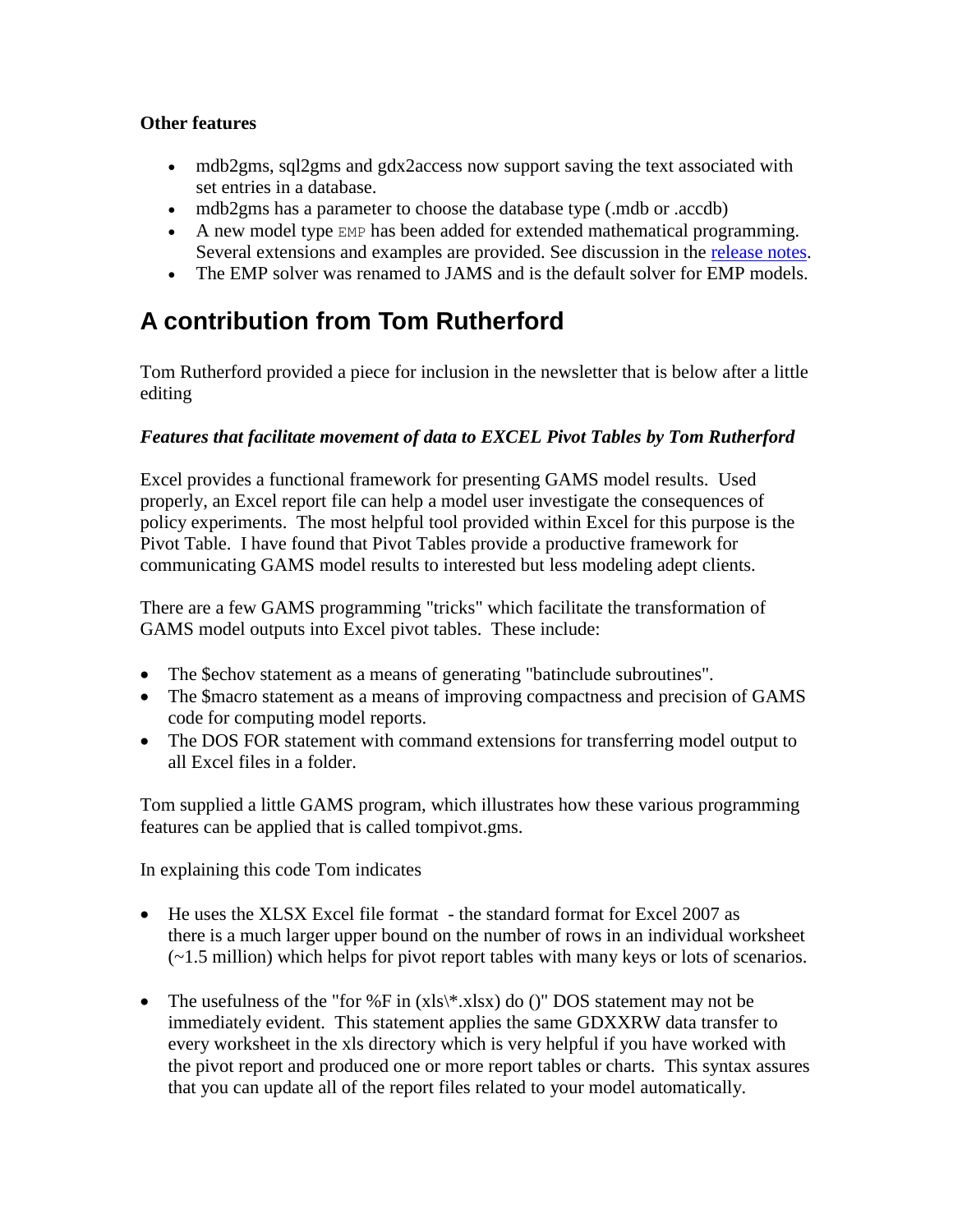**Other features**

- mdb2gms, sql2gms and gdx2access now support saving the text associated with set entries in a database.
- mdb2gms has a parameter to choose the database type (.mdb or .accdb)
- A new model type `EMP` has been added for extended mathematical programming. Several extensions and examples are provided. See discussion in the release notes.
- The EMP solver was renamed to JAMS and is the default solver for EMP models.

# A contribution from Tom Rutherford

Tom Rutherford provided a piece for inclusion in the newsletter that is below after a little editing

***Features that facilitate movement of data to EXCEL Pivot Tables by Tom Rutherford***

Excel provides a functional framework for presenting GAMS model results. Used properly, an Excel report file can help a model user investigate the consequences of policy experiments. The most helpful tool provided within Excel for this purpose is the Pivot Table. I have found that Pivot Tables provide a productive framework for communicating GAMS model results to interested but less modeling adept clients.

There are a few GAMS programming "tricks" which facilitate the transformation of GAMS model outputs into Excel pivot tables. These include:

- The $echov statement as a means of generating "batinclude subroutines".
- The $macro statement as a means of improving compactness and precision of GAMS code for computing model reports.
- The DOS FOR statement with command extensions for transferring model output to all Excel files in a folder.

Tom supplied a little GAMS program, which illustrates how these various programming features can be applied that is called tompivot.gms.

In explaining this code Tom indicates

- He uses the XLSX Excel file format - the standard format for Excel 2007 as there is a much larger upper bound on the number of rows in an individual worksheet (~1.5 million) which helps for pivot report tables with many keys or lots of scenarios.

- The usefulness of the "for %F in (xls\*.xlsx) do ()" DOS statement may not be immediately evident. This statement applies the same GDXXRW data transfer to every worksheet in the xls directory which is very helpful if you have worked with the pivot report and produced one or more report tables or charts. This syntax assures that you can update all of the report files related to your model automatically.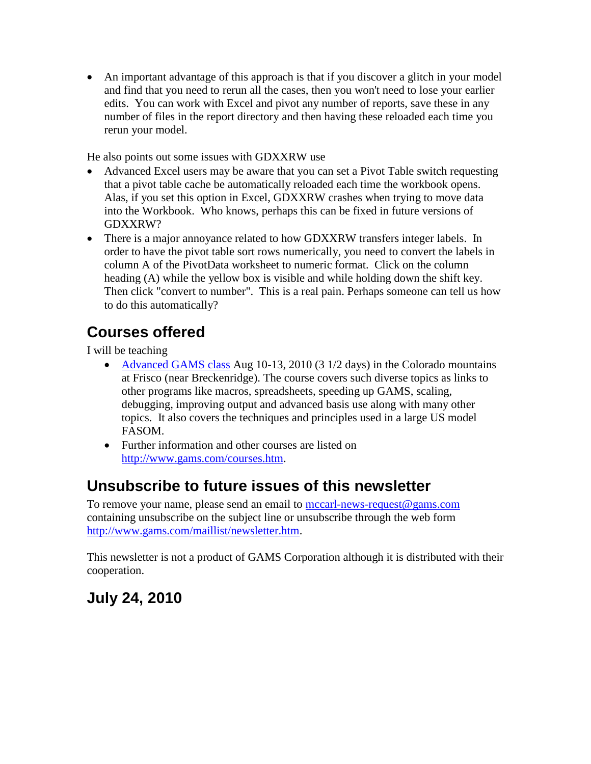- An important advantage of this approach is that if you discover a glitch in your model and find that you need to rerun all the cases, then you won't need to lose your earlier edits. You can work with Excel and pivot any number of reports, save these in any number of files in the report directory and then having these reloaded each time you rerun your model.

He also points out some issues with GDXXRW use

- Advanced Excel users may be aware that you can set a Pivot Table switch requesting that a pivot table cache be automatically reloaded each time the workbook opens. Alas, if you set this option in Excel, GDXXRW crashes when trying to move data into the Workbook. Who knows, perhaps this can be fixed in future versions of GDXXRW?
- There is a major annoyance related to how GDXXRW transfers integer labels. In order to have the pivot table sort rows numerically, you need to convert the labels in column A of the PivotData worksheet to numeric format. Click on the column heading (A) while the yellow box is visible and while holding down the shift key. Then click "convert to number". This is a real pain. Perhaps someone can tell us how to do this automatically?

## Courses offered

I will be teaching

- [Advanced GAMS class](http://www.gams.com/courses.htm) Aug 10-13, 2010 (3 1/2 days) in the Colorado mountains at Frisco (near Breckenridge). The course covers such diverse topics as links to other programs like macros, spreadsheets, speeding up GAMS, scaling, debugging, improving output and advanced basis use along with many other topics. It also covers the techniques and principles used in a large US model FASOM.
- Further information and other courses are listed on [http://www.gams.com/courses.htm](http://www.gams.com/courses.htm).

## Unsubscribe to future issues of this newsletter

To remove your name, please send an email to [mccarl-news-request@gams.com](mailto:mccarl-news-request@gams.com) containing unsubscribe on the subject line or unsubscribe through the web form [http://www.gams.com/maillist/newsletter.htm](http://www.gams.com/maillist/newsletter.htm).

This newsletter is not a product of GAMS Corporation although it is distributed with their cooperation.

## July 24, 2010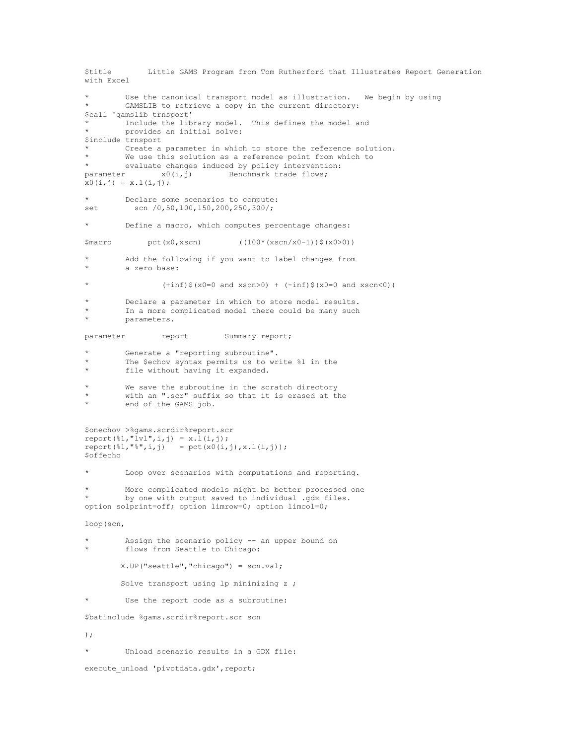```
$title        Little GAMS Program from Tom Rutherford that Illustrates Report Generation
with Excel

*        Use the canonical transport model as illustration.   We begin by using
*        GAMSLIB to retrieve a copy in the current directory:
$call 'gamslib trnsport'
*        Include the library model.  This defines the model and
*        provides an initial solve:
$include trnsport
*        Create a parameter in which to store the reference solution.
*        We use this solution as a reference point from which to
*        evaluate changes induced by policy intervention:
parameter        x0(i,j)        Benchmark trade flows;
x0(i,j) = x.l(i,j);

*        Declare some scenarios to compute:
set        scn /0,50,100,150,200,250,300/;

*        Define a macro, which computes percentage changes:

$macro        pct(x0,xscn)        ((100*(xscn/x0-1))$(x0>0))

*        Add the following if you want to label changes from
*        a zero base:

*                (+inf)$(x0=0 and xscn>0) + (-inf)$(x0=0 and xscn<0))

*        Declare a parameter in which to store model results.
*        In a more complicated model there could be many such
*        parameters.

parameter        report        Summary report;

*        Generate a "reporting subroutine".
*        The $echov syntax permits us to write %1 in the
*        file without having it expanded.

*        We save the subroutine in the scratch directory
*        with an ".scr" suffix so that it is erased at the
*        end of the GAMS job.


$onechov >%gams.scrdir%report.scr
report(%1,"lvl",i,j) = x.l(i,j);
report(%1,"%",i,j)   = pct(x0(i,j),x.l(i,j));
$offecho

*        Loop over scenarios with computations and reporting.

*        More complicated models might be better processed one
*        by one with output saved to individual .gdx files.
option solprint=off; option limrow=0; option limcol=0;

loop(scn,

*        Assign the scenario policy -- an upper bound on
*        flows from Seattle to Chicago:

        X.UP("seattle","chicago") = scn.val;

        Solve transport using lp minimizing z ;

*        Use the report code as a subroutine:

$batinclude %gams.scrdir%report.scr scn

);

*        Unload scenario results in a GDX file:

execute_unload 'pivotdata.gdx',report;
```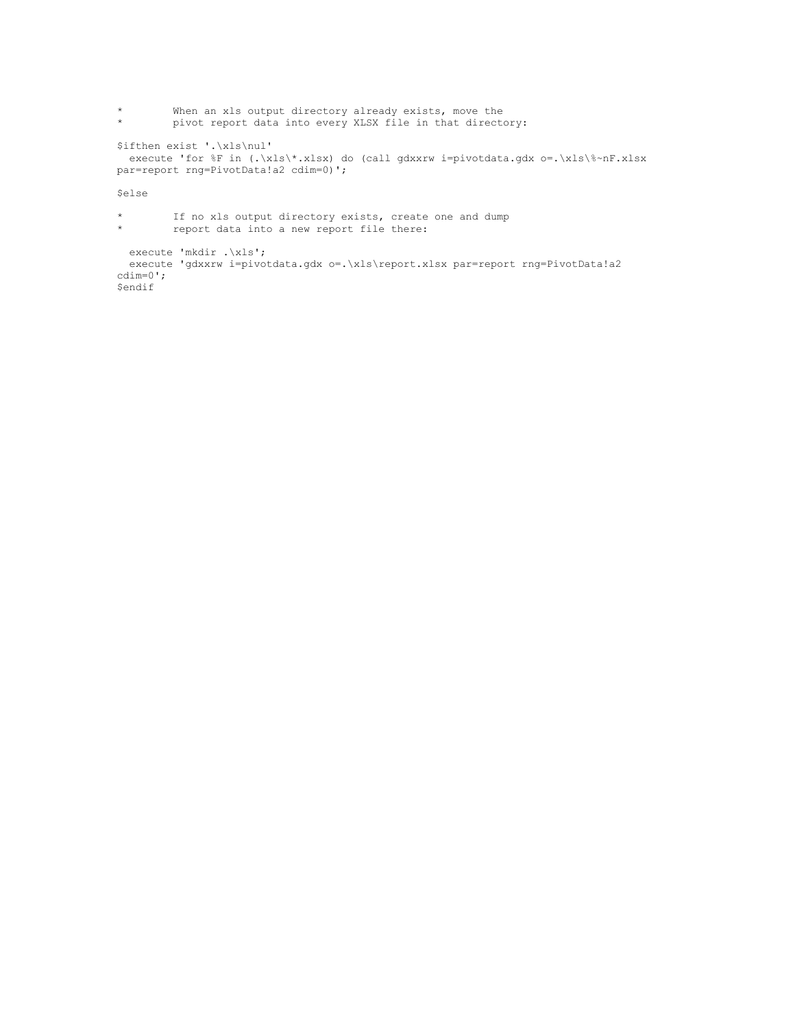```
*        When an xls output directory already exists, move the
*        pivot report data into every XLSX file in that directory:

$ifthen exist '.\xls\nul'
  execute 'for %F in (.\xls\*.xlsx) do (call gdxxrw i=pivotdata.gdx o=.\xls\%~nF.xlsx
par=report rng=PivotData!a2 cdim=0)';

$else

*        If no xls output directory exists, create one and dump
*        report data into a new report file there:

  execute 'mkdir .\xls';
  execute 'gdxxrw i=pivotdata.gdx o=.\xls\report.xlsx par=report rng=PivotData!a2
cdim=0';
$endif
```